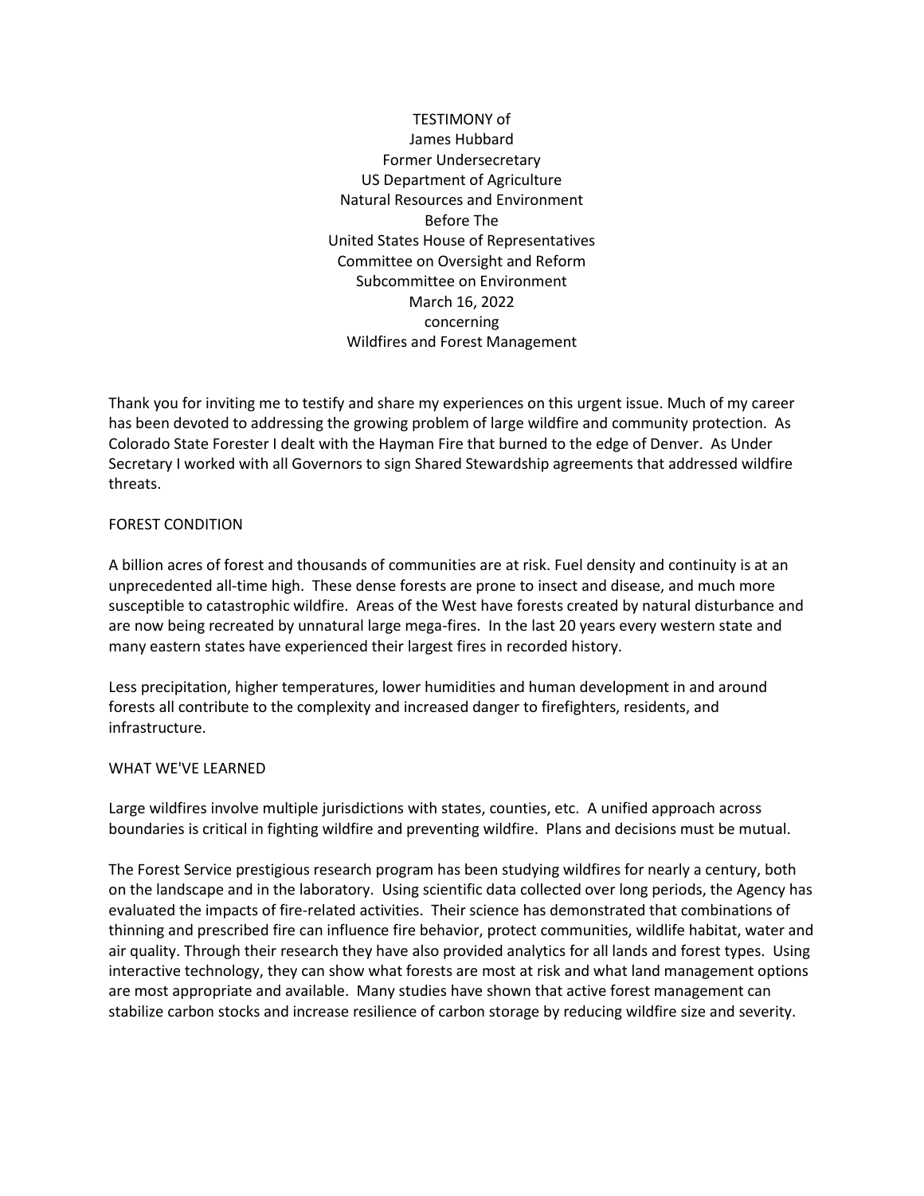TESTIMONY of  
James Hubbard  
Former Undersecretary  
US Department of Agriculture  
Natural Resources and Environment  
Before The  
United States House of Representatives  
Committee on Oversight and Reform  
Subcommittee on Environment  
March 16, 2022  
concerning  
Wildfires and Forest Management

Thank you for inviting me to testify and share my experiences on this urgent issue. Much of my career has been devoted to addressing the growing problem of large wildfire and community protection. As Colorado State Forester I dealt with the Hayman Fire that burned to the edge of Denver. As Under Secretary I worked with all Governors to sign Shared Stewardship agreements that addressed wildfire threats.

## FOREST CONDITION

A billion acres of forest and thousands of communities are at risk. Fuel density and continuity is at an unprecedented all-time high. These dense forests are prone to insect and disease, and much more susceptible to catastrophic wildfire. Areas of the West have forests created by natural disturbance and are now being recreated by unnatural large mega-fires. In the last 20 years every western state and many eastern states have experienced their largest fires in recorded history.

Less precipitation, higher temperatures, lower humidities and human development in and around forests all contribute to the complexity and increased danger to firefighters, residents, and infrastructure.

## WHAT WE'VE LEARNED

Large wildfires involve multiple jurisdictions with states, counties, etc. A unified approach across boundaries is critical in fighting wildfire and preventing wildfire. Plans and decisions must be mutual.

The Forest Service prestigious research program has been studying wildfires for nearly a century, both on the landscape and in the laboratory. Using scientific data collected over long periods, the Agency has evaluated the impacts of fire-related activities. Their science has demonstrated that combinations of thinning and prescribed fire can influence fire behavior, protect communities, wildlife habitat, water and air quality. Through their research they have also provided analytics for all lands and forest types. Using interactive technology, they can show what forests are most at risk and what land management options are most appropriate and available. Many studies have shown that active forest management can stabilize carbon stocks and increase resilience of carbon storage by reducing wildfire size and severity.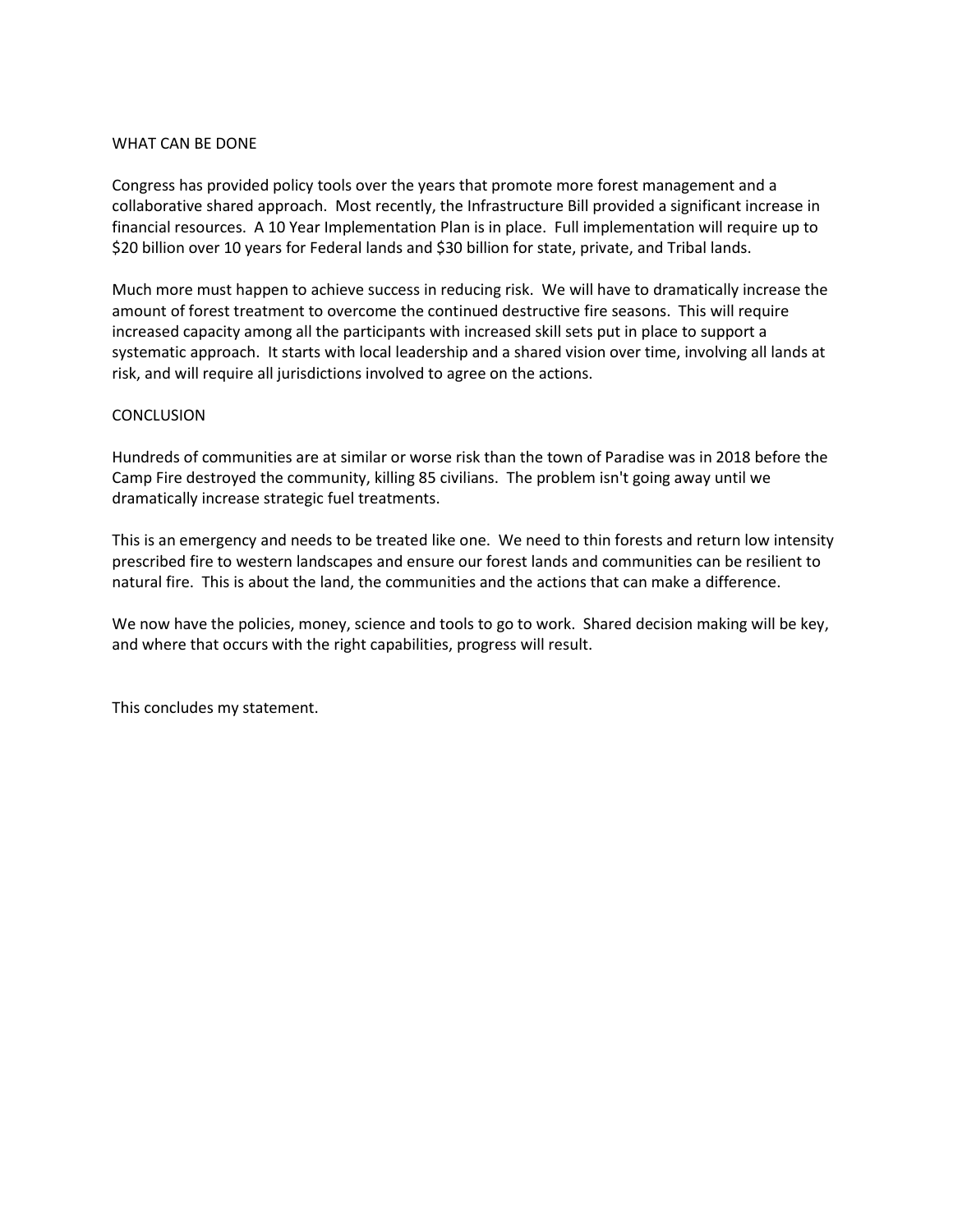## WHAT CAN BE DONE

Congress has provided policy tools over the years that promote more forest management and a collaborative shared approach. Most recently, the Infrastructure Bill provided a significant increase in financial resources. A 10 Year Implementation Plan is in place. Full implementation will require up to $20 billion over 10 years for Federal lands and $30 billion for state, private, and Tribal lands.

Much more must happen to achieve success in reducing risk. We will have to dramatically increase the amount of forest treatment to overcome the continued destructive fire seasons. This will require increased capacity among all the participants with increased skill sets put in place to support a systematic approach. It starts with local leadership and a shared vision over time, involving all lands at risk, and will require all jurisdictions involved to agree on the actions.

## CONCLUSION

Hundreds of communities are at similar or worse risk than the town of Paradise was in 2018 before the Camp Fire destroyed the community, killing 85 civilians. The problem isn't going away until we dramatically increase strategic fuel treatments.

This is an emergency and needs to be treated like one. We need to thin forests and return low intensity prescribed fire to western landscapes and ensure our forest lands and communities can be resilient to natural fire. This is about the land, the communities and the actions that can make a difference.

We now have the policies, money, science and tools to go to work. Shared decision making will be key, and where that occurs with the right capabilities, progress will result.

This concludes my statement.